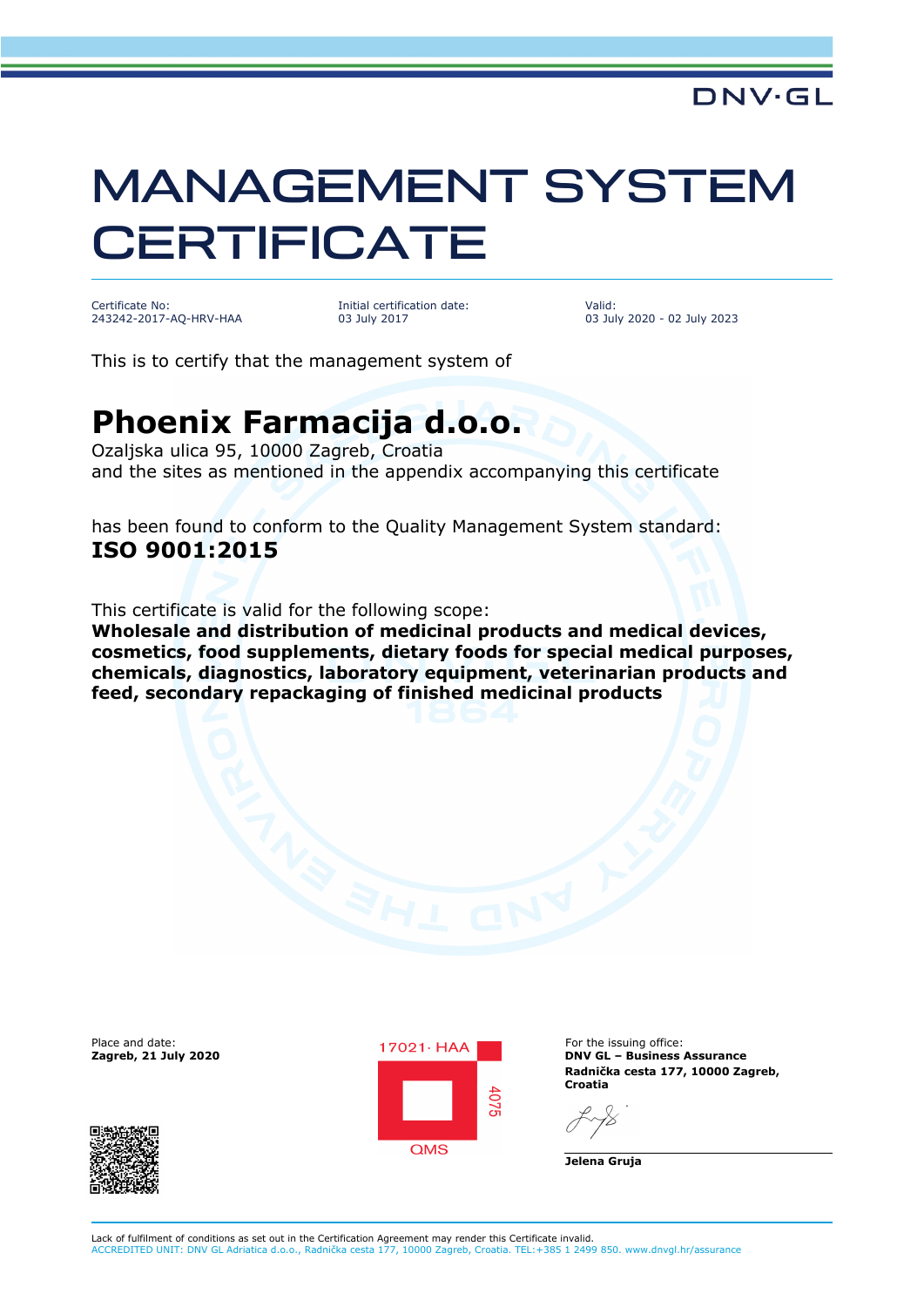DNV·GL

# MANAGEMENT SYSTEM CERTIFICATE

Certificate No:
243242-2017-AQ-HRV-HAA

Initial certification date:
03 July 2017

Valid:
03 July 2020 - 02 July 2023

This is to certify that the management system of

## Phoenix Farmacija d.o.o.

Ozaljska ulica 95, 10000 Zagreb, Croatia
and the sites as mentioned in the appendix accompanying this certificate

has been found to conform to the Quality Management System standard:
**ISO 9001:2015**

This certificate is valid for the following scope:
**Wholesale and distribution of medicinal products and medical devices, cosmetics, food supplements, dietary foods for special medical purposes, chemicals, diagnostics, laboratory equipment, veterinarian products and feed, secondary repackaging of finished medicinal products**

Place and date:
**Zagreb, 21 July 2020**

17021· HAA
4075
QMS

For the issuing office:
**DNV GL – Business Assurance**
**Radnička cesta 177, 10000 Zagreb, Croatia**

**Jelena Gruja**

Lack of fulfilment of conditions as set out in the Certification Agreement may render this Certificate invalid.
ACCREDITED UNIT: DNV GL Adriatica d.o.o., Radnička cesta 177, 10000 Zagreb, Croatia. TEL:+385 1 2499 850. www.dnvgl.hr/assurance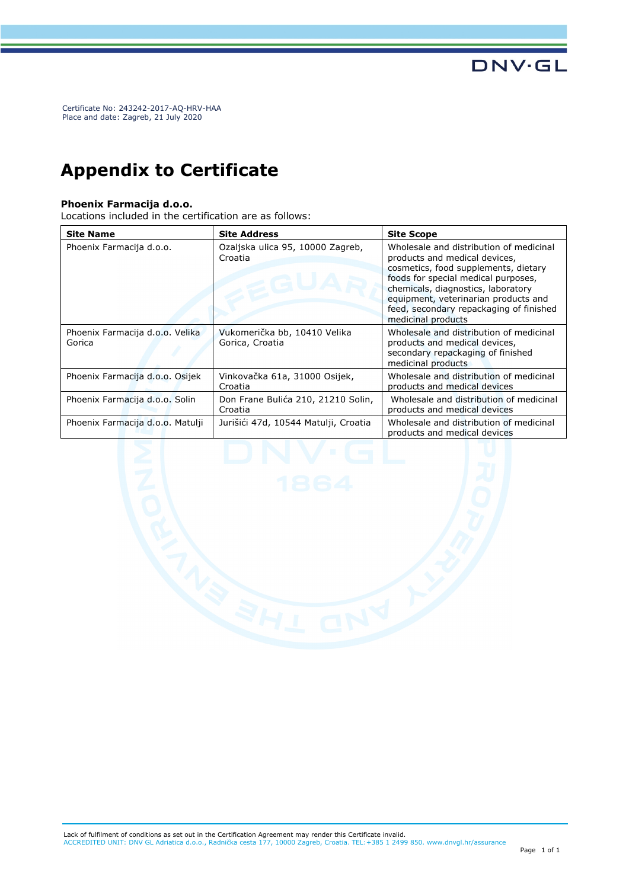Certificate No: 243242-2017-AQ-HRV-HAA
Place and date: Zagreb, 21 July 2020

# Appendix to Certificate

**Phoenix Farmacija d.o.o.**
Locations included in the certification are as follows:

| Site Name | Site Address | Site Scope |
|---|---|---|
| Phoenix Farmacija d.o.o. | Ozaljska ulica 95, 10000 Zagreb, Croatia | Wholesale and distribution of medicinal products and medical devices, cosmetics, food supplements, dietary foods for special medical purposes, chemicals, diagnostics, laboratory equipment, veterinarian products and feed, secondary repackaging of finished medicinal products |
| Phoenix Farmacija d.o.o. Velika Gorica | Vukomerička bb, 10410 Velika Gorica, Croatia | Wholesale and distribution of medicinal products and medical devices, secondary repackaging of finished medicinal products |
| Phoenix Farmacija d.o.o. Osijek | Vinkovačka 61a, 31000 Osijek, Croatia | Wholesale and distribution of medicinal products and medical devices |
| Phoenix Farmacija d.o.o. Solin | Don Frane Bulića 210, 21210 Solin, Croatia | Wholesale and distribution of medicinal products and medical devices |
| Phoenix Farmacija d.o.o. Matulji | Jurišići 47d, 10544 Matulji, Croatia | Wholesale and distribution of medicinal products and medical devices |

Lack of fulfilment of conditions as set out in the Certification Agreement may render this Certificate invalid.
ACCREDITED UNIT: DNV GL Adriatica d.o.o., Radnička cesta 177, 10000 Zagreb, Croatia. TEL:+385 1 2499 850. www.dnvgl.hr/assurance